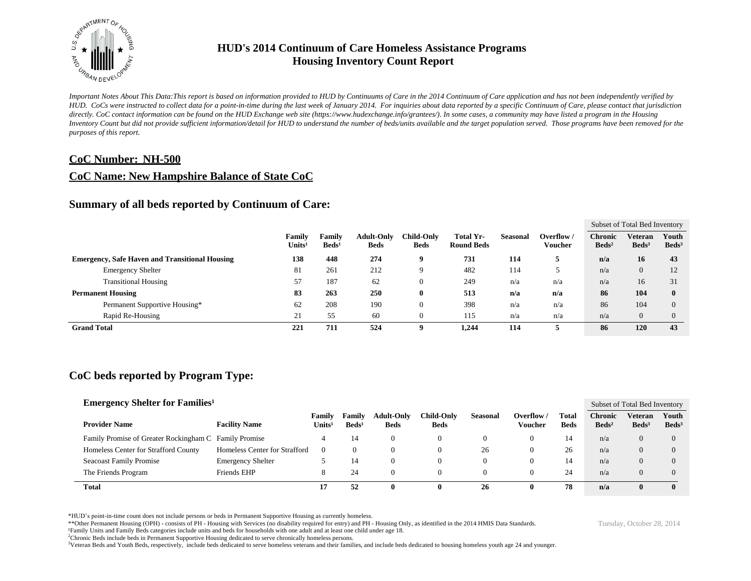# HUD's 2014 Continuum of Care Homeless Assistance Programs
# Housing Inventory Count Report

*Important Notes About This Data:This report is based on information provided to HUD by Continuums of Care in the 2014 Continuum of Care application and has not been independently verified by HUD. CoCs were instructed to collect data for a point-in-time during the last week of January 2014. For inquiries about data reported by a specific Continuum of Care, please contact that jurisdiction directly. CoC contact information can be found on the HUD Exchange web site (https://www.hudexchange.info/grantees/). In some cases, a community may have listed a program in the Housing Inventory Count but did not provide sufficient information/detail for HUD to understand the number of beds/units available and the target population served. Those programs have been removed for the purposes of this report.*

## CoC Number: NH-500

## CoC Name: New Hampshire Balance of State CoC

## Summary of all beds reported by Continuum of Care:

| | Family Units[1] | Family Beds[1] | Adult-Only Beds | Child-Only Beds | Total Yr-Round Beds | Seasonal | Overflow / Voucher | Subset of Total Bed Inventory: Chronic Beds[2] | Veteran Beds[3] | Youth Beds[3] |
|---|---|---|---|---|---|---|---|---|---|---|
| **Emergency, Safe Haven and Transitional Housing** | **138** | **448** | **274** | **9** | **731** | **114** | **5** | **n/a** | **16** | **43** |
| Emergency Shelter | 81 | 261 | 212 | 9 | 482 | 114 | 5 | n/a | 0 | 12 |
| Transitional Housing | 57 | 187 | 62 | 0 | 249 | n/a | n/a | n/a | 16 | 31 |
| **Permanent Housing** | **83** | **263** | **250** | **0** | **513** | **n/a** | **n/a** | **86** | **104** | **0** |
| Permanent Supportive Housing* | 62 | 208 | 190 | 0 | 398 | n/a | n/a | 86 | 104 | 0 |
| Rapid Re-Housing | 21 | 55 | 60 | 0 | 115 | n/a | n/a | n/a | 0 | 0 |
| **Grand Total** | **221** | **711** | **524** | **9** | **1,244** | **114** | **5** | **86** | **120** | **43** |

## CoC beds reported by Program Type:

### Emergency Shelter for Families[1]

| Provider Name | Facility Name | Family Units[1] | Family Beds[1] | Adult-Only Beds | Child-Only Beds | Seasonal | Overflow / Voucher | Total Beds | Subset of Total Bed Inventory: Chronic Beds[2] | Veteran Beds[3] | Youth Beds[3] |
|---|---|---|---|---|---|---|---|---|---|---|---|
| Family Promise of Greater Rockingham C | Family Promise | 4 | 14 | 0 | 0 | 0 | 0 | 14 | n/a | 0 | 0 |
| Homeless Center for Strafford County | Homeless Center for Strafford | 0 | 0 | 0 | 0 | 26 | 0 | 26 | n/a | 0 | 0 |
| Seacoast Family Promise | Emergency Shelter | 5 | 14 | 0 | 0 | 0 | 0 | 14 | n/a | 0 | 0 |
| The Friends Program | Friends EHP | 8 | 24 | 0 | 0 | 0 | 0 | 24 | n/a | 0 | 0 |
| **Total** | | **17** | **52** | **0** | **0** | **26** | **0** | **78** | **n/a** | **0** | **0** |

*HUD's point-in-time count does not include persons or beds in Permanent Supportive Housing as currently homeless.
**Other Permanent Housing (OPH) - consists of PH - Housing with Services (no disability required for entry) and PH - Housing Only, as identified in the 2014 HMIS Data Standards.
[1]Family Units and Family Beds categories include units and beds for households with one adult and at least one child under age 18.
[2]Chronic Beds include beds in Permanent Supportive Housing dedicated to serve chronically homeless persons.
[3]Veteran Beds and Youth Beds, respectively, include beds dedicated to serve homeless veterans and their families, and include beds dedicated to housing homeless youth age 24 and younger.

Tuesday, October 28, 2014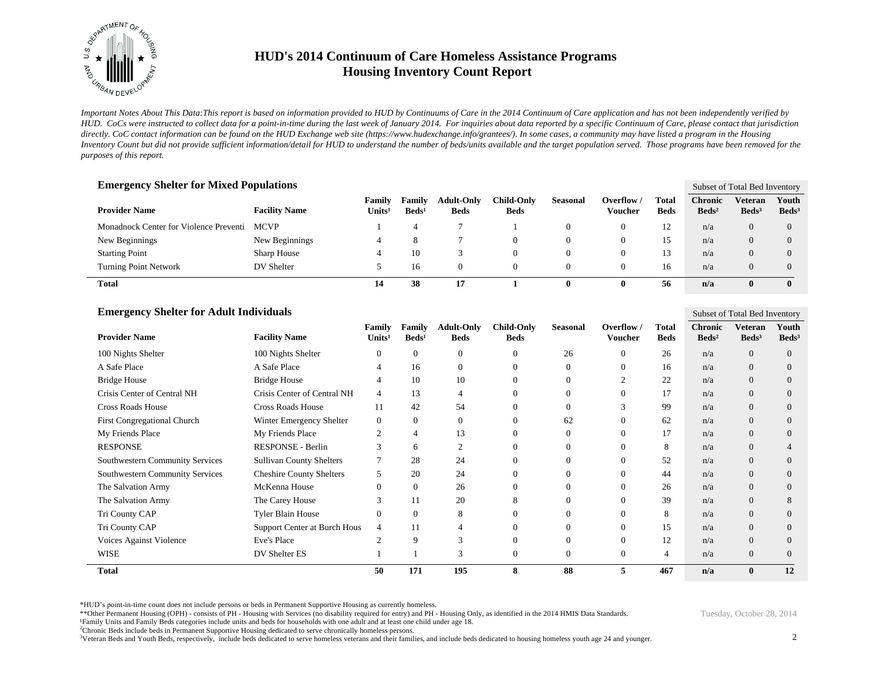# HUD's 2014 Continuum of Care Homeless Assistance Programs
## Housing Inventory Count Report

*Important Notes About This Data:This report is based on information provided to HUD by Continuums of Care in the 2014 Continuum of Care application and has not been independently verified by HUD. CoCs were instructed to collect data for a point-in-time during the last week of January 2014. For inquiries about data reported by a specific Continuum of Care, please contact that jurisdiction directly. CoC contact information can be found on the HUD Exchange web site (https://www.hudexchange.info/grantees/). In some cases, a community may have listed a program in the Housing Inventory Count but did not provide sufficient information/detail for HUD to understand the number of beds/units available and the target population served. Those programs have been removed for the purposes of this report.*

### Emergency Shelter for Mixed Populations

| | | | | | | | | | Subset of Total Bed Inventory | | |
|---|---|---|---|---|---|---|---|---|---|---|---|
| **Provider Name** | **Facility Name** | **Family Units¹** | **Family Beds¹** | **Adult-Only Beds** | **Child-Only Beds** | **Seasonal** | **Overflow / Voucher** | **Total Beds** | **Chronic Beds²** | **Veteran Beds³** | **Youth Beds³** |
| Monadnock Center for Violence Preventi | MCVP | 1 | 4 | 7 | 1 | 0 | 0 | 12 | n/a | 0 | 0 |
| New Beginnings | New Beginnings | 4 | 8 | 7 | 0 | 0 | 0 | 15 | n/a | 0 | 0 |
| Starting Point | Sharp House | 4 | 10 | 3 | 0 | 0 | 0 | 13 | n/a | 0 | 0 |
| Turning Point Network | DV Shelter | 5 | 16 | 0 | 0 | 0 | 0 | 16 | n/a | 0 | 0 |
| **Total** | | **14** | **38** | **17** | **1** | **0** | **0** | **56** | **n/a** | **0** | **0** |

### Emergency Shelter for Adult Individuals

| | | | | | | | | | Subset of Total Bed Inventory | | |
|---|---|---|---|---|---|---|---|---|---|---|---|
| **Provider Name** | **Facility Name** | **Family Units¹** | **Family Beds¹** | **Adult-Only Beds** | **Child-Only Beds** | **Seasonal** | **Overflow / Voucher** | **Total Beds** | **Chronic Beds²** | **Veteran Beds³** | **Youth Beds³** |
| 100 Nights Shelter | 100 Nights Shelter | 0 | 0 | 0 | 0 | 26 | 0 | 26 | n/a | 0 | 0 |
| A Safe Place | A Safe Place | 4 | 16 | 0 | 0 | 0 | 0 | 16 | n/a | 0 | 0 |
| Bridge House | Bridge House | 4 | 10 | 10 | 0 | 0 | 2 | 22 | n/a | 0 | 0 |
| Crisis Center of Central NH | Crisis Center of Central NH | 4 | 13 | 4 | 0 | 0 | 0 | 17 | n/a | 0 | 0 |
| Cross Roads House | Cross Roads House | 11 | 42 | 54 | 0 | 0 | 3 | 99 | n/a | 0 | 0 |
| First Congregational Church | Winter Emergency Shelter | 0 | 0 | 0 | 0 | 62 | 0 | 62 | n/a | 0 | 0 |
| My Friends Place | My Friends Place | 2 | 4 | 13 | 0 | 0 | 0 | 17 | n/a | 0 | 0 |
| RESPONSE | RESPONSE - Berlin | 3 | 6 | 2 | 0 | 0 | 0 | 8 | n/a | 0 | 4 |
| Southwestern Community Services | Sullivan County Shelters | 7 | 28 | 24 | 0 | 0 | 0 | 52 | n/a | 0 | 0 |
| Southwestern Community Services | Cheshire County Shelters | 5 | 20 | 24 | 0 | 0 | 0 | 44 | n/a | 0 | 0 |
| The Salvation Army | McKenna House | 0 | 0 | 26 | 0 | 0 | 0 | 26 | n/a | 0 | 0 |
| The Salvation Army | The Carey House | 3 | 11 | 20 | 8 | 0 | 0 | 39 | n/a | 0 | 8 |
| Tri County CAP | Tyler Blain House | 0 | 0 | 8 | 0 | 0 | 0 | 8 | n/a | 0 | 0 |
| Tri County CAP | Support Center at Burch Hous | 4 | 11 | 4 | 0 | 0 | 0 | 15 | n/a | 0 | 0 |
| Voices Against Violence | Eve's Place | 2 | 9 | 3 | 0 | 0 | 0 | 12 | n/a | 0 | 0 |
| WISE | DV Shelter ES | 1 | 1 | 3 | 0 | 0 | 0 | 4 | n/a | 0 | 0 |
| **Total** | | **50** | **171** | **195** | **8** | **88** | **5** | **467** | **n/a** | **0** | **12** |

*HUD's point-in-time count does not include persons or beds in Permanent Supportive Housing as currently homeless.
**Other Permanent Housing (OPH) - consists of PH - Housing with Services (no disability required for entry) and PH - Housing Only, as identified in the 2014 HMIS Data Standards.
¹Family Units and Family Beds categories include units and beds for households with one adult and at least one child under age 18.
²Chronic Beds include beds in Permanent Supportive Housing dedicated to serve chronically homeless persons.
³Veteran Beds and Youth Beds, respectively, include beds dedicated to serve homeless veterans and their families, and include beds dedicated to housing homeless youth age 24 and younger.

Tuesday, October 28, 2014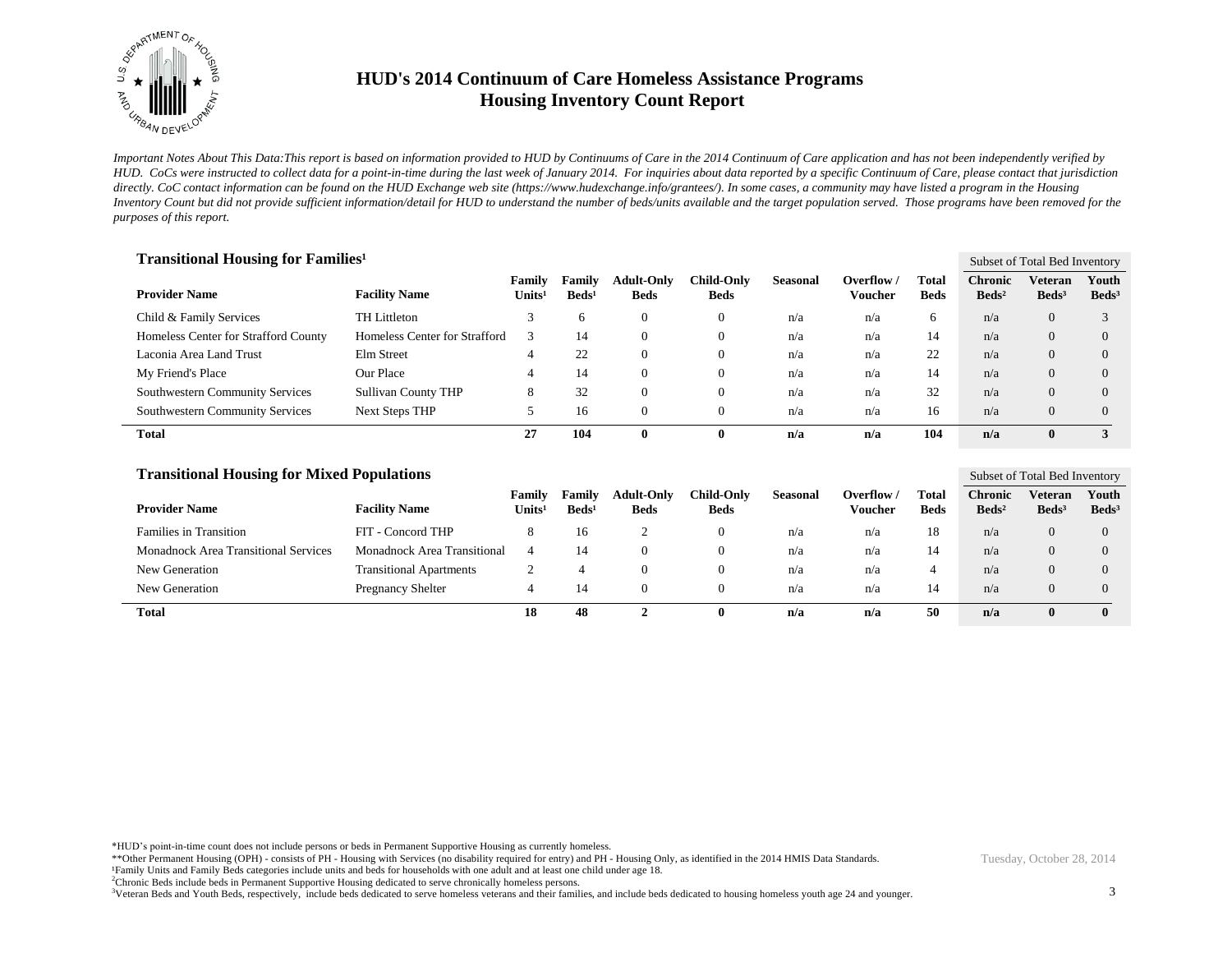# HUD's 2014 Continuum of Care Homeless Assistance Programs
## Housing Inventory Count Report

*Important Notes About This Data:This report is based on information provided to HUD by Continuums of Care in the 2014 Continuum of Care application and has not been independently verified by HUD. CoCs were instructed to collect data for a point-in-time during the last week of January 2014. For inquiries about data reported by a specific Continuum of Care, please contact that jurisdiction directly. CoC contact information can be found on the HUD Exchange web site (https://www.hudexchange.info/grantees/). In some cases, a community may have listed a program in the Housing Inventory Count but did not provide sufficient information/detail for HUD to understand the number of beds/units available and the target population served. Those programs have been removed for the purposes of this report.*

### Transitional Housing for Families[1]

| Provider Name | Facility Name | Family Units[1] | Family Beds[1] | Adult-Only Beds | Child-Only Beds | Seasonal | Overflow / Voucher | Total Beds | Subset of Total Bed Inventory: Chronic Beds[2] | Veteran Beds[3] | Youth Beds[3] |
|---|---|---|---|---|---|---|---|---|---|---|---|
| Child & Family Services | TH Littleton | 3 | 6 | 0 | 0 | n/a | n/a | 6 | n/a | 0 | 3 |
| Homeless Center for Strafford County | Homeless Center for Strafford | 3 | 14 | 0 | 0 | n/a | n/a | 14 | n/a | 0 | 0 |
| Laconia Area Land Trust | Elm Street | 4 | 22 | 0 | 0 | n/a | n/a | 22 | n/a | 0 | 0 |
| My Friend's Place | Our Place | 4 | 14 | 0 | 0 | n/a | n/a | 14 | n/a | 0 | 0 |
| Southwestern Community Services | Sullivan County THP | 8 | 32 | 0 | 0 | n/a | n/a | 32 | n/a | 0 | 0 |
| Southwestern Community Services | Next Steps THP | 5 | 16 | 0 | 0 | n/a | n/a | 16 | n/a | 0 | 0 |
| **Total** | | **27** | **104** | **0** | **0** | **n/a** | **n/a** | **104** | **n/a** | **0** | **3** |

### Transitional Housing for Mixed Populations

| Provider Name | Facility Name | Family Units[1] | Family Beds[1] | Adult-Only Beds | Child-Only Beds | Seasonal | Overflow / Voucher | Total Beds | Subset of Total Bed Inventory: Chronic Beds[2] | Veteran Beds[3] | Youth Beds[3] |
|---|---|---|---|---|---|---|---|---|---|---|---|
| Families in Transition | FIT - Concord THP | 8 | 16 | 2 | 0 | n/a | n/a | 18 | n/a | 0 | 0 |
| Monadnock Area Transitional Services | Monadnock Area Transitional | 4 | 14 | 0 | 0 | n/a | n/a | 14 | n/a | 0 | 0 |
| New Generation | Transitional Apartments | 2 | 4 | 0 | 0 | n/a | n/a | 4 | n/a | 0 | 0 |
| New Generation | Pregnancy Shelter | 4 | 14 | 0 | 0 | n/a | n/a | 14 | n/a | 0 | 0 |
| **Total** | | **18** | **48** | **2** | **0** | **n/a** | **n/a** | **50** | **n/a** | **0** | **0** |

*HUD's point-in-time count does not include persons or beds in Permanent Supportive Housing as currently homeless.
**Other Permanent Housing (OPH) - consists of PH - Housing with Services (no disability required for entry) and PH - Housing Only, as identified in the 2014 HMIS Data Standards.
[1]Family Units and Family Beds categories include units and beds for households with one adult and at least one child under age 18.
[2]Chronic Beds include beds in Permanent Supportive Housing dedicated to serve chronically homeless persons.
[3]Veteran Beds and Youth Beds, respectively, include beds dedicated to serve homeless veterans and their families, and include beds dedicated to housing homeless youth age 24 and younger.

Tuesday, October 28, 2014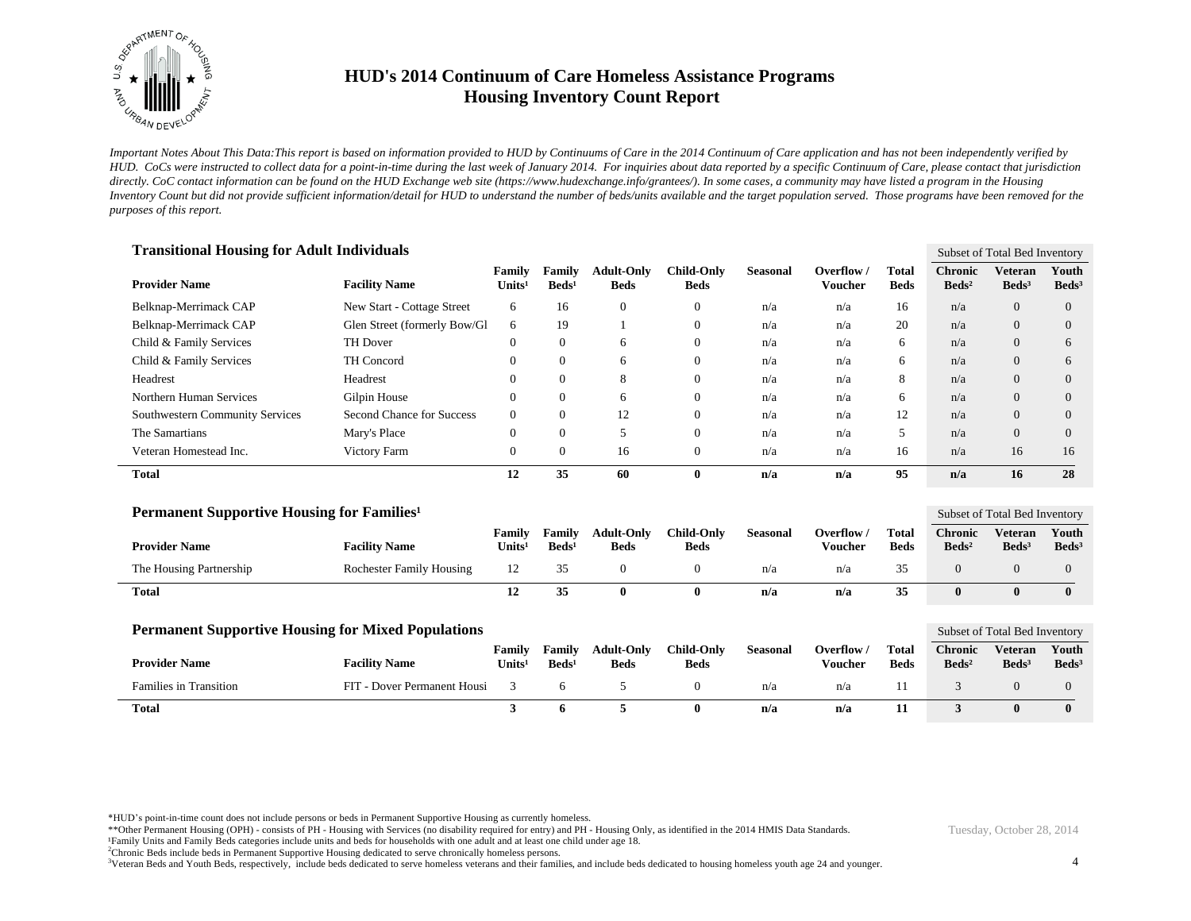# HUD's 2014 Continuum of Care Homeless Assistance Programs
## Housing Inventory Count Report

*Important Notes About This Data:This report is based on information provided to HUD by Continuums of Care in the 2014 Continuum of Care application and has not been independently verified by HUD. CoCs were instructed to collect data for a point-in-time during the last week of January 2014. For inquiries about data reported by a specific Continuum of Care, please contact that jurisdiction directly. CoC contact information can be found on the HUD Exchange web site (https://www.hudexchange.info/grantees/). In some cases, a community may have listed a program in the Housing Inventory Count but did not provide sufficient information/detail for HUD to understand the number of beds/units available and the target population served. Those programs have been removed for the purposes of this report.*

### Transitional Housing for Adult Individuals

| Provider Name | Facility Name | Family Units[1] | Family Beds[1] | Adult-Only Beds | Child-Only Beds | Seasonal | Overflow / Voucher | Total Beds | Subset of Total Bed Inventory: Chronic Beds[2] | Veteran Beds[3] | Youth Beds[3] |
|---|---|---|---|---|---|---|---|---|---|---|---|
| Belknap-Merrimack CAP | New Start - Cottage Street | 6 | 16 | 0 | 0 | n/a | n/a | 16 | n/a | 0 | 0 |
| Belknap-Merrimack CAP | Glen Street (formerly Bow/Gl | 6 | 19 | 1 | 0 | n/a | n/a | 20 | n/a | 0 | 0 |
| Child & Family Services | TH Dover | 0 | 0 | 6 | 0 | n/a | n/a | 6 | n/a | 0 | 6 |
| Child & Family Services | TH Concord | 0 | 0 | 6 | 0 | n/a | n/a | 6 | n/a | 0 | 6 |
| Headrest | Headrest | 0 | 0 | 8 | 0 | n/a | n/a | 8 | n/a | 0 | 0 |
| Northern Human Services | Gilpin House | 0 | 0 | 6 | 0 | n/a | n/a | 6 | n/a | 0 | 0 |
| Southwestern Community Services | Second Chance for Success | 0 | 0 | 12 | 0 | n/a | n/a | 12 | n/a | 0 | 0 |
| The Samartians | Mary's Place | 0 | 0 | 5 | 0 | n/a | n/a | 5 | n/a | 0 | 0 |
| Veteran Homestead Inc. | Victory Farm | 0 | 0 | 16 | 0 | n/a | n/a | 16 | n/a | 16 | 16 |
| **Total** | | **12** | **35** | **60** | **0** | **n/a** | **n/a** | **95** | **n/a** | **16** | **28** |

### Permanent Supportive Housing for Families[1]

| Provider Name | Facility Name | Family Units[1] | Family Beds[1] | Adult-Only Beds | Child-Only Beds | Seasonal | Overflow / Voucher | Total Beds | Subset of Total Bed Inventory: Chronic Beds[2] | Veteran Beds[3] | Youth Beds[3] |
|---|---|---|---|---|---|---|---|---|---|---|---|
| The Housing Partnership | Rochester Family Housing | 12 | 35 | 0 | 0 | n/a | n/a | 35 | 0 | 0 | 0 |
| **Total** | | **12** | **35** | **0** | **0** | **n/a** | **n/a** | **35** | **0** | **0** | **0** |

### Permanent Supportive Housing for Mixed Populations

| Provider Name | Facility Name | Family Units[1] | Family Beds[1] | Adult-Only Beds | Child-Only Beds | Seasonal | Overflow / Voucher | Total Beds | Subset of Total Bed Inventory: Chronic Beds[2] | Veteran Beds[3] | Youth Beds[3] |
|---|---|---|---|---|---|---|---|---|---|---|---|
| Families in Transition | FIT - Dover Permanent Housi | 3 | 6 | 5 | 0 | n/a | n/a | 11 | 3 | 0 | 0 |
| **Total** | | **3** | **6** | **5** | **0** | **n/a** | **n/a** | **11** | **3** | **0** | **0** |

*HUD's point-in-time count does not include persons or beds in Permanent Supportive Housing as currently homeless.

**Other Permanent Housing (OPH) - consists of PH - Housing with Services (no disability required for entry) and PH - Housing Only, as identified in the 2014 HMIS Data Standards.

[1]Family Units and Family Beds categories include units and beds for households with one adult and at least one child under age 18.

[2]Chronic Beds include beds in Permanent Supportive Housing dedicated to serve chronically homeless persons.

[3]Veteran Beds and Youth Beds, respectively, include beds dedicated to serve homeless veterans and their families, and include beds dedicated to housing homeless youth age 24 and younger.

Tuesday, October 28, 2014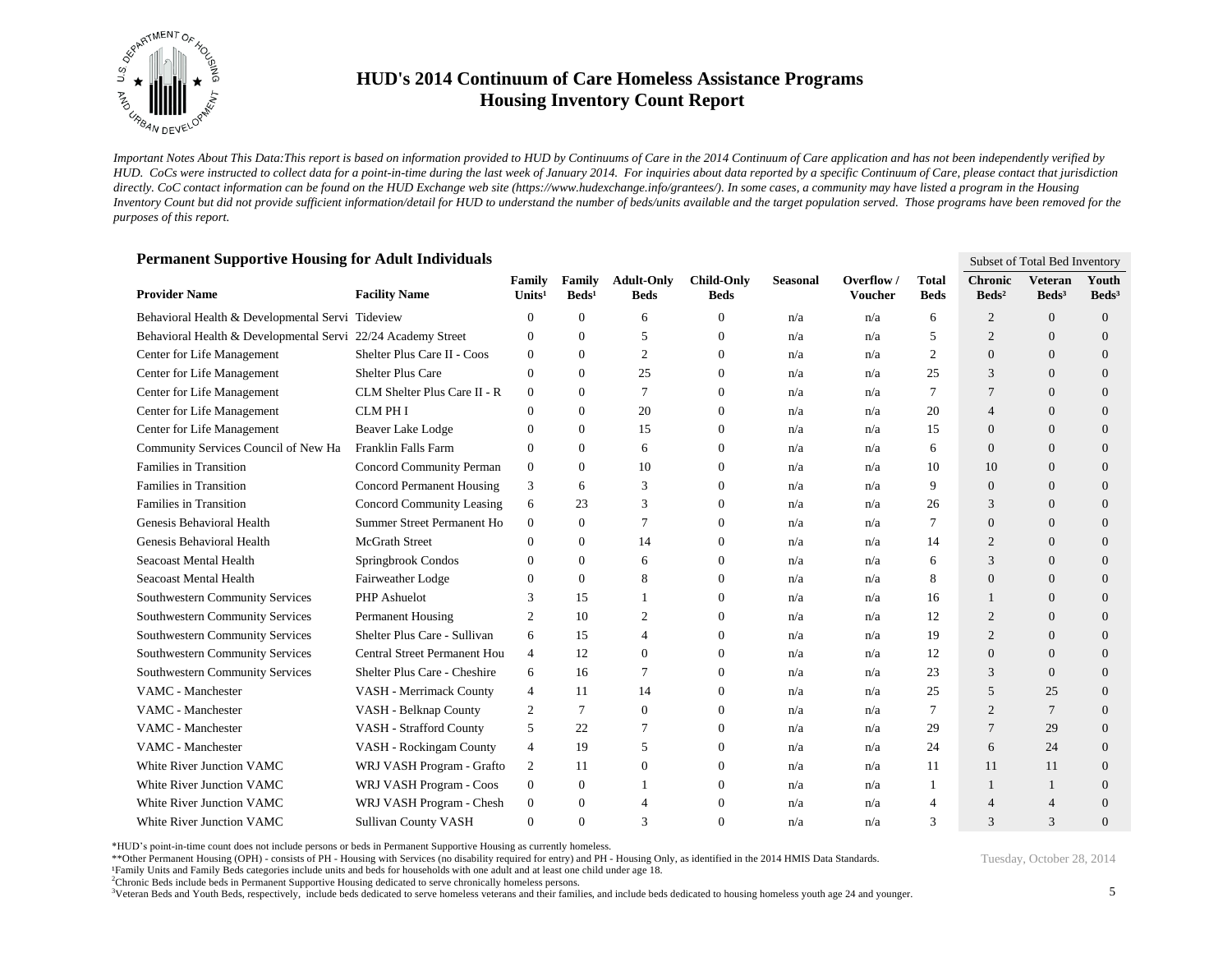# HUD's 2014 Continuum of Care Homeless Assistance Programs
## Housing Inventory Count Report

*Important Notes About This Data:This report is based on information provided to HUD by Continuums of Care in the 2014 Continuum of Care application and has not been independently verified by HUD. CoCs were instructed to collect data for a point-in-time during the last week of January 2014. For inquiries about data reported by a specific Continuum of Care, please contact that jurisdiction directly. CoC contact information can be found on the HUD Exchange web site (https://www.hudexchange.info/grantees/). In some cases, a community may have listed a program in the Housing Inventory Count but did not provide sufficient information/detail for HUD to understand the number of beds/units available and the target population served. Those programs have been removed for the purposes of this report.*

### Permanent Supportive Housing for Adult Individuals

| | | | | | | | | | Subset of Total Bed Inventory | | |
|---|---|---|---|---|---|---|---|---|---|---|---|
| **Provider Name** | **Facility Name** | **Family Units[1]** | **Family Beds[1]** | **Adult-Only Beds** | **Child-Only Beds** | **Seasonal** | **Overflow / Voucher** | **Total Beds** | **Chronic Beds[2]** | **Veteran Beds[3]** | **Youth Beds[3]** |
| Behavioral Health & Developmental Servi | Tideview | 0 | 0 | 6 | 0 | n/a | n/a | 6 | 2 | 0 | 0 |
| Behavioral Health & Developmental Servi | 22/24 Academy Street | 0 | 0 | 5 | 0 | n/a | n/a | 5 | 2 | 0 | 0 |
| Center for Life Management | Shelter Plus Care II - Coos | 0 | 0 | 2 | 0 | n/a | n/a | 2 | 0 | 0 | 0 |
| Center for Life Management | Shelter Plus Care | 0 | 0 | 25 | 0 | n/a | n/a | 25 | 3 | 0 | 0 |
| Center for Life Management | CLM Shelter Plus Care II - R | 0 | 0 | 7 | 0 | n/a | n/a | 7 | 7 | 0 | 0 |
| Center for Life Management | CLM PH I | 0 | 0 | 20 | 0 | n/a | n/a | 20 | 4 | 0 | 0 |
| Center for Life Management | Beaver Lake Lodge | 0 | 0 | 15 | 0 | n/a | n/a | 15 | 0 | 0 | 0 |
| Community Services Council of New Ha | Franklin Falls Farm | 0 | 0 | 6 | 0 | n/a | n/a | 6 | 0 | 0 | 0 |
| Families in Transition | Concord Community Perman | 0 | 0 | 10 | 0 | n/a | n/a | 10 | 10 | 0 | 0 |
| Families in Transition | Concord Permanent Housing | 3 | 6 | 3 | 0 | n/a | n/a | 9 | 0 | 0 | 0 |
| Families in Transition | Concord Community Leasing | 6 | 23 | 3 | 0 | n/a | n/a | 26 | 3 | 0 | 0 |
| Genesis Behavioral Health | Summer Street Permanent Ho | 0 | 0 | 7 | 0 | n/a | n/a | 7 | 0 | 0 | 0 |
| Genesis Behavioral Health | McGrath Street | 0 | 0 | 14 | 0 | n/a | n/a | 14 | 2 | 0 | 0 |
| Seacoast Mental Health | Springbrook Condos | 0 | 0 | 6 | 0 | n/a | n/a | 6 | 3 | 0 | 0 |
| Seacoast Mental Health | Fairweather Lodge | 0 | 0 | 8 | 0 | n/a | n/a | 8 | 0 | 0 | 0 |
| Southwestern Community Services | PHP Ashuelot | 3 | 15 | 1 | 0 | n/a | n/a | 16 | 1 | 0 | 0 |
| Southwestern Community Services | Permanent Housing | 2 | 10 | 2 | 0 | n/a | n/a | 12 | 2 | 0 | 0 |
| Southwestern Community Services | Shelter Plus Care - Sullivan | 6 | 15 | 4 | 0 | n/a | n/a | 19 | 2 | 0 | 0 |
| Southwestern Community Services | Central Street Permanent Hou | 4 | 12 | 0 | 0 | n/a | n/a | 12 | 0 | 0 | 0 |
| Southwestern Community Services | Shelter Plus Care - Cheshire | 6 | 16 | 7 | 0 | n/a | n/a | 23 | 3 | 0 | 0 |
| VAMC - Manchester | VASH - Merrimack County | 4 | 11 | 14 | 0 | n/a | n/a | 25 | 5 | 25 | 0 |
| VAMC - Manchester | VASH - Belknap County | 2 | 7 | 0 | 0 | n/a | n/a | 7 | 2 | 7 | 0 |
| VAMC - Manchester | VASH - Strafford County | 5 | 22 | 7 | 0 | n/a | n/a | 29 | 7 | 29 | 0 |
| VAMC - Manchester | VASH - Rockingam County | 4 | 19 | 5 | 0 | n/a | n/a | 24 | 6 | 24 | 0 |
| White River Junction VAMC | WRJ VASH Program - Grafto | 2 | 11 | 0 | 0 | n/a | n/a | 11 | 11 | 11 | 0 |
| White River Junction VAMC | WRJ VASH Program - Coos | 0 | 0 | 1 | 0 | n/a | n/a | 1 | 1 | 1 | 0 |
| White River Junction VAMC | WRJ VASH Program - Chesh | 0 | 0 | 4 | 0 | n/a | n/a | 4 | 4 | 4 | 0 |
| White River Junction VAMC | Sullivan County VASH | 0 | 0 | 3 | 0 | n/a | n/a | 3 | 3 | 3 | 0 |

*HUD's point-in-time count does not include persons or beds in Permanent Supportive Housing as currently homeless.

**Other Permanent Housing (OPH) - consists of PH - Housing with Services (no disability required for entry) and PH - Housing Only, as identified in the 2014 HMIS Data Standards.

[1]Family Units and Family Beds categories include units and beds for households with one adult and at least one child under age 18.

[2]Chronic Beds include beds in Permanent Supportive Housing dedicated to serve chronically homeless persons.

[3]Veteran Beds and Youth Beds, respectively, include beds dedicated to serve homeless veterans and their families, and include beds dedicated to housing homeless youth age 24 and younger.

Tuesday, October 28, 2014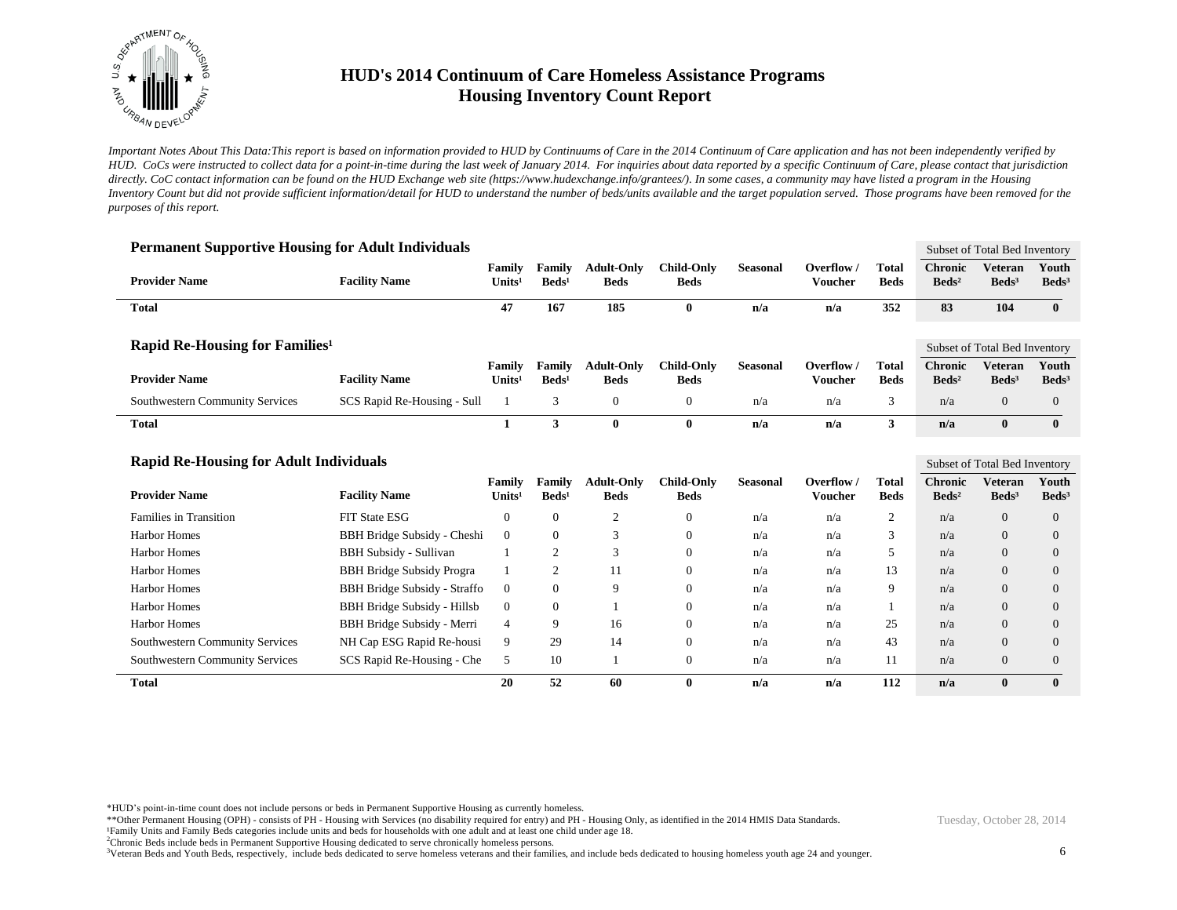# HUD's 2014 Continuum of Care Homeless Assistance Programs
# Housing Inventory Count Report

*Important Notes About This Data:This report is based on information provided to HUD by Continuums of Care in the 2014 Continuum of Care application and has not been independently verified by HUD. CoCs were instructed to collect data for a point-in-time during the last week of January 2014. For inquiries about data reported by a specific Continuum of Care, please contact that jurisdiction directly. CoC contact information can be found on the HUD Exchange web site (https://www.hudexchange.info/grantees/). In some cases, a community may have listed a program in the Housing Inventory Count but did not provide sufficient information/detail for HUD to understand the number of beds/units available and the target population served. Those programs have been removed for the purposes of this report.*

### Permanent Supportive Housing for Adult Individuals

| | | | | | | | | | Subset of Total Bed Inventory | | |
|---|---|---|---|---|---|---|---|---|---|---|---|
| **Provider Name** | **Facility Name** | **Family Units[1]** | **Family Beds[1]** | **Adult-Only Beds** | **Child-Only Beds** | **Seasonal** | **Overflow / Voucher** | **Total Beds** | **Chronic Beds[2]** | **Veteran Beds[3]** | **Youth Beds[3]** |
| **Total** | | **47** | **167** | **185** | **0** | **n/a** | **n/a** | **352** | **83** | **104** | **0** |

### Rapid Re-Housing for Families[1]

| | | | | | | | | | Subset of Total Bed Inventory | | |
|---|---|---|---|---|---|---|---|---|---|---|---|
| **Provider Name** | **Facility Name** | **Family Units[1]** | **Family Beds[1]** | **Adult-Only Beds** | **Child-Only Beds** | **Seasonal** | **Overflow / Voucher** | **Total Beds** | **Chronic Beds[2]** | **Veteran Beds[3]** | **Youth Beds[3]** |
| Southwestern Community Services | SCS Rapid Re-Housing - Sull | 1 | 3 | 0 | 0 | n/a | n/a | 3 | n/a | 0 | 0 |
| **Total** | | **1** | **3** | **0** | **0** | **n/a** | **n/a** | **3** | **n/a** | **0** | **0** |

### Rapid Re-Housing for Adult Individuals

| | | | | | | | | | Subset of Total Bed Inventory | | |
|---|---|---|---|---|---|---|---|---|---|---|---|
| **Provider Name** | **Facility Name** | **Family Units[1]** | **Family Beds[1]** | **Adult-Only Beds** | **Child-Only Beds** | **Seasonal** | **Overflow / Voucher** | **Total Beds** | **Chronic Beds[2]** | **Veteran Beds[3]** | **Youth Beds[3]** |
| Families in Transition | FIT State ESG | 0 | 0 | 2 | 0 | n/a | n/a | 2 | n/a | 0 | 0 |
| Harbor Homes | BBH Bridge Subsidy - Cheshi | 0 | 0 | 3 | 0 | n/a | n/a | 3 | n/a | 0 | 0 |
| Harbor Homes | BBH Subsidy - Sullivan | 1 | 2 | 3 | 0 | n/a | n/a | 5 | n/a | 0 | 0 |
| Harbor Homes | BBH Bridge Subsidy Progra | 1 | 2 | 11 | 0 | n/a | n/a | 13 | n/a | 0 | 0 |
| Harbor Homes | BBH Bridge Subsidy - Straffo | 0 | 0 | 9 | 0 | n/a | n/a | 9 | n/a | 0 | 0 |
| Harbor Homes | BBH Bridge Subsidy - Hillsb | 0 | 0 | 1 | 0 | n/a | n/a | 1 | n/a | 0 | 0 |
| Harbor Homes | BBH Bridge Subsidy - Merri | 4 | 9 | 16 | 0 | n/a | n/a | 25 | n/a | 0 | 0 |
| Southwestern Community Services | NH Cap ESG Rapid Re-housi | 9 | 29 | 14 | 0 | n/a | n/a | 43 | n/a | 0 | 0 |
| Southwestern Community Services | SCS Rapid Re-Housing - Che | 5 | 10 | 1 | 0 | n/a | n/a | 11 | n/a | 0 | 0 |
| **Total** | | **20** | **52** | **60** | **0** | **n/a** | **n/a** | **112** | **n/a** | **0** | **0** |

*HUD's point-in-time count does not include persons or beds in Permanent Supportive Housing as currently homeless.

**Other Permanent Housing (OPH) - consists of PH - Housing with Services (no disability required for entry) and PH - Housing Only, as identified in the 2014 HMIS Data Standards.

[1]Family Units and Family Beds categories include units and beds for households with one adult and at least one child under age 18.

[2]Chronic Beds include beds in Permanent Supportive Housing dedicated to serve chronically homeless persons.

[3]Veteran Beds and Youth Beds, respectively, include beds dedicated to serve homeless veterans and their families, and include beds dedicated to housing homeless youth age 24 and younger.

Tuesday, October 28, 2014